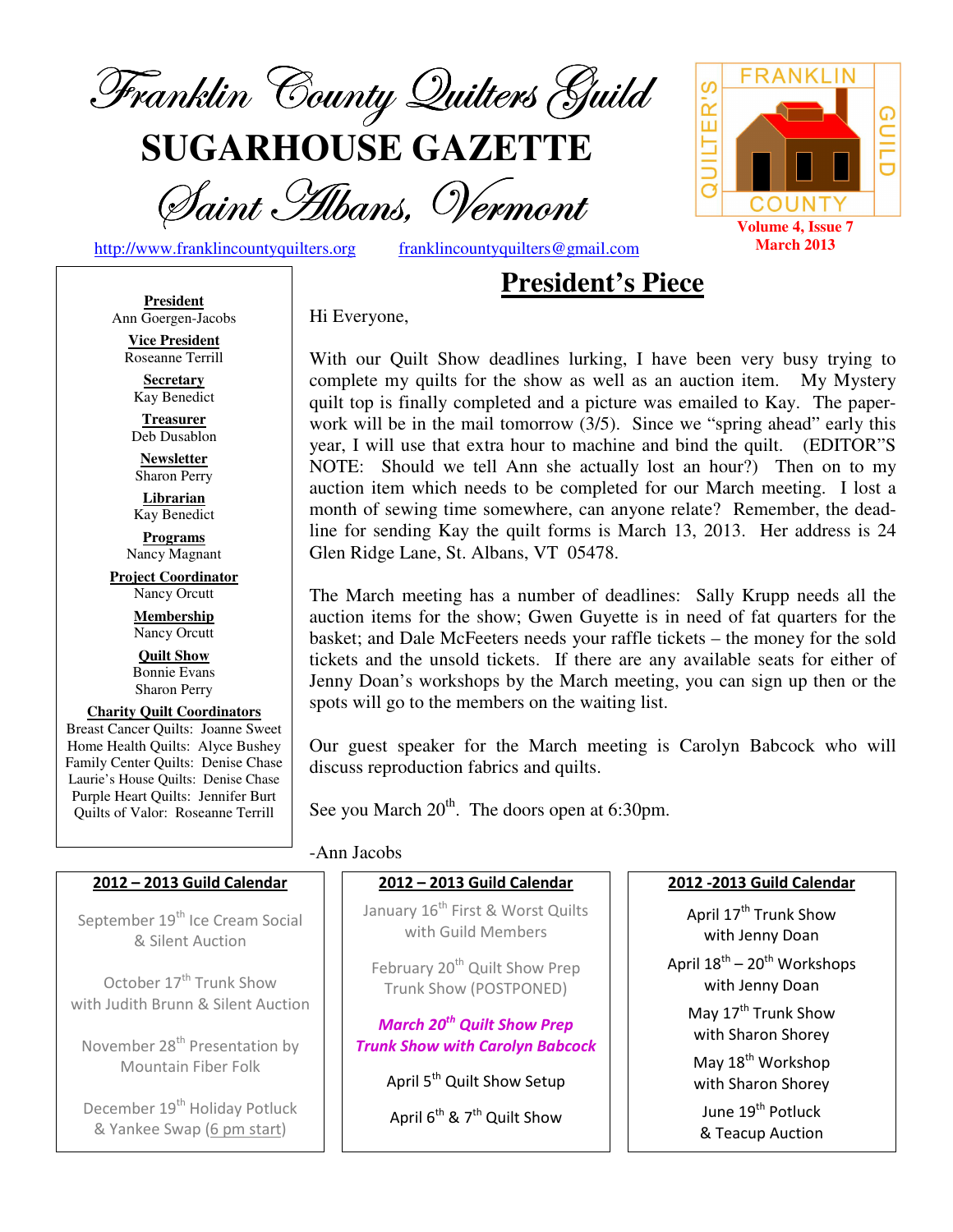# Franklin County Quilters Guild

# SUGARHOUSE GAZETTE

## Saint Albans, Vermont

http://www.franklincountyquilters.org franklincountyquilters@gmail.com

**Volume 4, Issue 7**
**March 2013**

**President**
Ann Goergen-Jacobs

**Vice President**
Roseanne Terrill

**Secretary**
Kay Benedict

**Treasurer**
Deb Dusablon

**Newsletter**
Sharon Perry

**Librarian**
Kay Benedict

**Programs**
Nancy Magnant

**Project Coordinator**
Nancy Orcutt

**Membership**
Nancy Orcutt

**Quilt Show**
Bonnie Evans
Sharon Perry

**Charity Quilt Coordinators**
Breast Cancer Quilts: Joanne Sweet
Home Health Quilts: Alyce Bushey
Family Center Quilts: Denise Chase
Laurie's House Quilts: Denise Chase
Purple Heart Quilts: Jennifer Burt
Quilts of Valor: Roseanne Terrill

## President's Piece

Hi Everyone,

With our Quilt Show deadlines lurking, I have been very busy trying to complete my quilts for the show as well as an auction item. My Mystery quilt top is finally completed and a picture was emailed to Kay. The paper-work will be in the mail tomorrow (3/5). Since we "spring ahead" early this year, I will use that extra hour to machine and bind the quilt. (EDITOR"S NOTE: Should we tell Ann she actually lost an hour?) Then on to my auction item which needs to be completed for our March meeting. I lost a month of sewing time somewhere, can anyone relate? Remember, the dead-line for sending Kay the quilt forms is March 13, 2013. Her address is 24 Glen Ridge Lane, St. Albans, VT 05478.

The March meeting has a number of deadlines: Sally Krupp needs all the auction items for the show; Gwen Guyette is in need of fat quarters for the basket; and Dale McFeeters needs your raffle tickets – the money for the sold tickets and the unsold tickets. If there are any available seats for either of Jenny Doan's workshops by the March meeting, you can sign up then or the spots will go to the members on the waiting list.

Our guest speaker for the March meeting is Carolyn Babcock who will discuss reproduction fabrics and quilts.

See you March 20th. The doors open at 6:30pm.

-Ann Jacobs

### 2012 – 2013 Guild Calendar

September 19th Ice Cream Social & Silent Auction

October 17th Trunk Show with Judith Brunn & Silent Auction

November 28th Presentation by Mountain Fiber Folk

December 19th Holiday Potluck & Yankee Swap (6 pm start)

January 16th First & Worst Quilts with Guild Members

February 20th Quilt Show Prep Trunk Show (POSTPONED)

***March 20th Quilt Show Prep Trunk Show with Carolyn Babcock***

April 5th Quilt Show Setup

April 6th & 7th Quilt Show

April 17th Trunk Show with Jenny Doan

April 18th – 20th Workshops with Jenny Doan

May 17th Trunk Show with Sharon Shorey

May 18th Workshop with Sharon Shorey

June 19th Potluck & Teacup Auction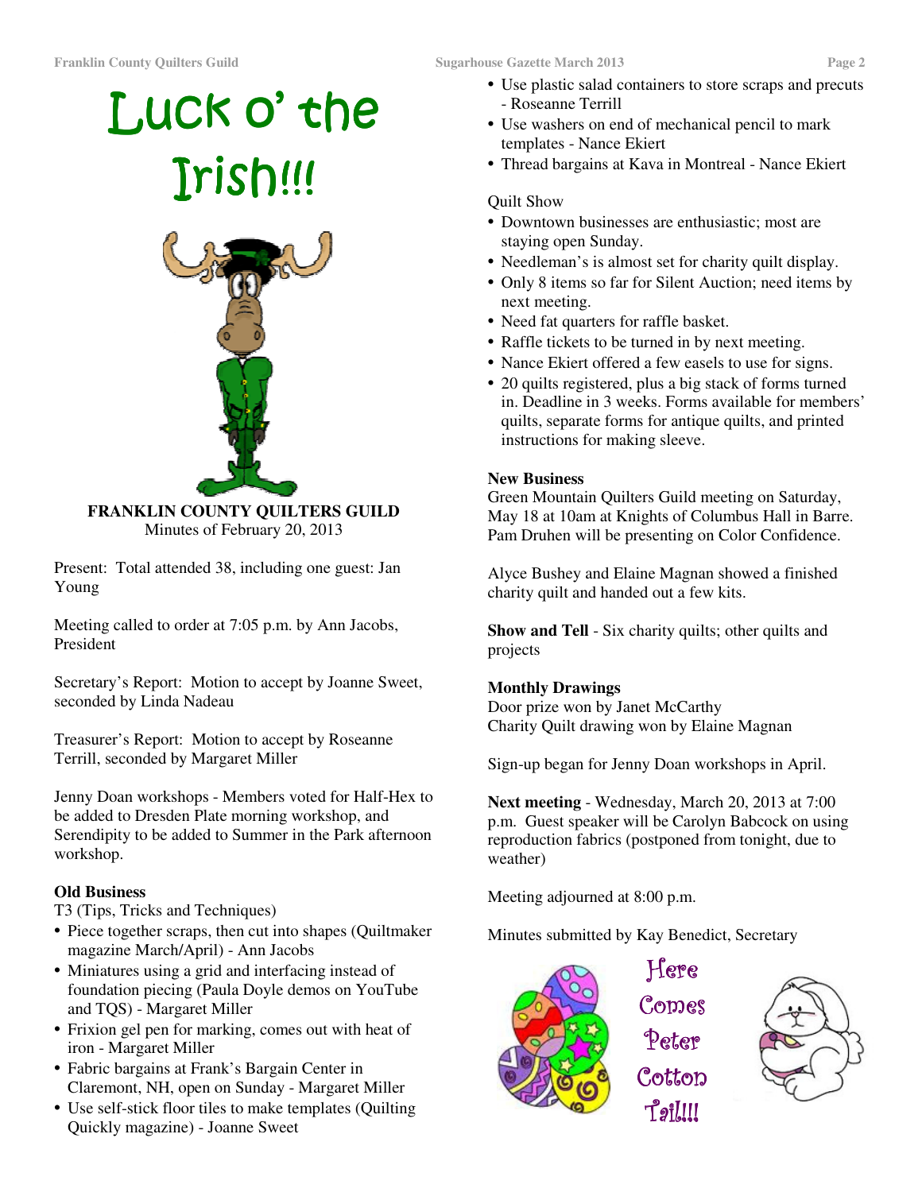# Luck o' the Irish!!!

**FRANKLIN COUNTY QUILTERS GUILD**
Minutes of February 20, 2013

Present: Total attended 38, including one guest: Jan Young

Meeting called to order at 7:05 p.m. by Ann Jacobs, President

Secretary's Report: Motion to accept by Joanne Sweet, seconded by Linda Nadeau

Treasurer's Report: Motion to accept by Roseanne Terrill, seconded by Margaret Miller

Jenny Doan workshops - Members voted for Half-Hex to be added to Dresden Plate morning workshop, and Serendipity to be added to Summer in the Park afternoon workshop.

**Old Business**

T3 (Tips, Tricks and Techniques)

- Piece together scraps, then cut into shapes (Quiltmaker magazine March/April) - Ann Jacobs
- Miniatures using a grid and interfacing instead of foundation piecing (Paula Doyle demos on YouTube and TQS) - Margaret Miller
- Frixion gel pen for marking, comes out with heat of iron - Margaret Miller
- Fabric bargains at Frank's Bargain Center in Claremont, NH, open on Sunday - Margaret Miller
- Use self-stick floor tiles to make templates (Quilting Quickly magazine) - Joanne Sweet
- Use plastic salad containers to store scraps and precuts - Roseanne Terrill
- Use washers on end of mechanical pencil to mark templates - Nance Ekiert
- Thread bargains at Kava in Montreal - Nance Ekiert

Quilt Show

- Downtown businesses are enthusiastic; most are staying open Sunday.
- Needleman's is almost set for charity quilt display.
- Only 8 items so far for Silent Auction; need items by next meeting.
- Need fat quarters for raffle basket.
- Raffle tickets to be turned in by next meeting.
- Nance Ekiert offered a few easels to use for signs.
- 20 quilts registered, plus a big stack of forms turned in. Deadline in 3 weeks. Forms available for members' quilts, separate forms for antique quilts, and printed instructions for making sleeve.

**New Business**

Green Mountain Quilters Guild meeting on Saturday, May 18 at 10am at Knights of Columbus Hall in Barre. Pam Druhen will be presenting on Color Confidence.

Alyce Bushey and Elaine Magnan showed a finished charity quilt and handed out a few kits.

**Show and Tell** - Six charity quilts; other quilts and projects

**Monthly Drawings**

Door prize won by Janet McCarthy
Charity Quilt drawing won by Elaine Magnan

Sign-up began for Jenny Doan workshops in April.

**Next meeting** - Wednesday, March 20, 2013 at 7:00 p.m. Guest speaker will be Carolyn Babcock on using reproduction fabrics (postponed from tonight, due to weather)

Meeting adjourned at 8:00 p.m.

Minutes submitted by Kay Benedict, Secretary

Here Comes Peter Cotton Tail!!!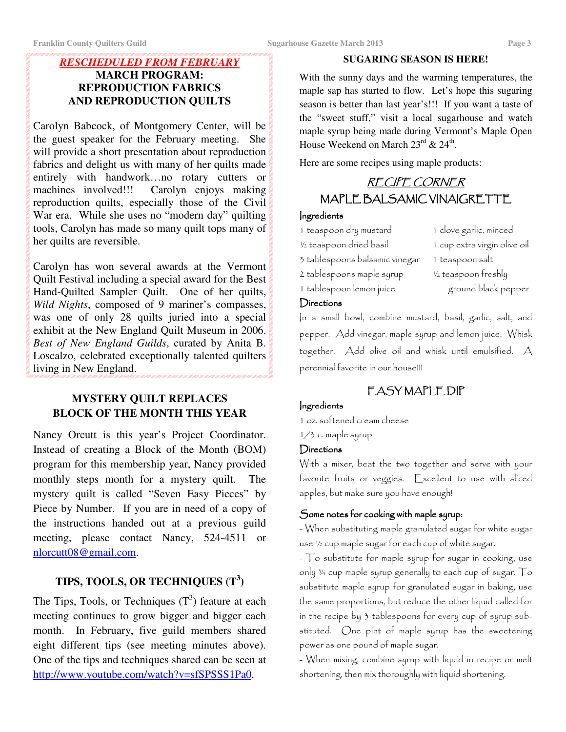## *RESCHEDULED FROM FEBRUARY*

## MARCH PROGRAM: REPRODUCTION FABRICS AND REPRODUCTION QUILTS

Carolyn Babcock, of Montgomery Center, will be the guest speaker for the February meeting. She will provide a short presentation about reproduction fabrics and delight us with many of her quilts made entirely with handwork…no rotary cutters or machines involved!!! Carolyn enjoys making reproduction quilts, especially those of the Civil War era. While she uses no "modern day" quilting tools, Carolyn has made so many quilt tops many of her quilts are reversible.

Carolyn has won several awards at the Vermont Quilt Festival including a special award for the Best Hand-Quilted Sampler Quilt. One of her quilts, *Wild Nights*, composed of 9 mariner's compasses, was one of only 28 quilts juried into a special exhibit at the New England Quilt Museum in 2006. *Best of New England Guilds*, curated by Anita B. Loscalzo, celebrated exceptionally talented quilters living in New England.

## MYSTERY QUILT REPLACES BLOCK OF THE MONTH THIS YEAR

Nancy Orcutt is this year's Project Coordinator. Instead of creating a Block of the Month (BOM) program for this membership year, Nancy provided monthly steps month for a mystery quilt. The mystery quilt is called "Seven Easy Pieces" by Piece by Number. If you are in need of a copy of the instructions handed out at a previous guild meeting, please contact Nancy, 524-4511 or nlorcutt08@gmail.com.

## TIPS, TOOLS, OR TECHNIQUES ($T^3$)

The Tips, Tools, or Techniques ($T^3$) feature at each meeting continues to grow bigger and bigger each month. In February, five guild members shared eight different tips (see meeting minutes above). One of the tips and techniques shared can be seen at http://www.youtube.com/watch?v=sfSPSSS1Pa0.

## SUGARING SEASON IS HERE!

With the sunny days and the warming temperatures, the maple sap has started to flow. Let's hope this sugaring season is better than last year's!!! If you want a taste of the "sweet stuff," visit a local sugarhouse and watch maple syrup being made during Vermont's Maple Open House Weekend on March 23rd & 24th.

Here are some recipes using maple products:

## RECIPE CORNER

### MAPLE BALSAMIC VINAIGRETTE

**Ingredients**

- 1 teaspoon dry mustard
- ½ teaspoon dried basil
- 3 tablespoons balsamic vinegar
- 2 tablespoons maple syrup
- 1 tablespoon lemon juice
- 1 clove garlic, minced
- 1 cup extra virgin olive oil
- 1 teaspoon salt
- ½ teaspoon freshly ground black pepper

**Directions**

In a small bowl, combine mustard, basil, garlic, salt, and pepper. Add vinegar, maple syrup and lemon juice. Whisk together. Add olive oil and whisk until emulsified. A perennial favorite in our house!!!

### EASY MAPLE DIP

**Ingredients**

- 1 oz. softened cream cheese
- 1/3 c. maple syrup

**Directions**

With a mixer, beat the two together and serve with your favorite fruits or veggies. Excellent to use with sliced apples, but make sure you have enough!

**Some notes for cooking with maple syrup:**

- When substituting maple granulated sugar for white sugar use ½ cup maple sugar for each cup of white sugar.
- To substitute for maple syrup for sugar in cooking, use only ¾ cup maple syrup generally to each cup of sugar. To substitute maple syrup for granulated sugar in baking, use the same proportions, but reduce the other liquid called for in the recipe by 3 tablespoons for every cup of syrup substituted. One pint of maple syrup has the sweetening power as one pound of maple sugar.
- When mixing, combine syrup with liquid in recipe or melt shortening, then mix thoroughly with liquid shortening.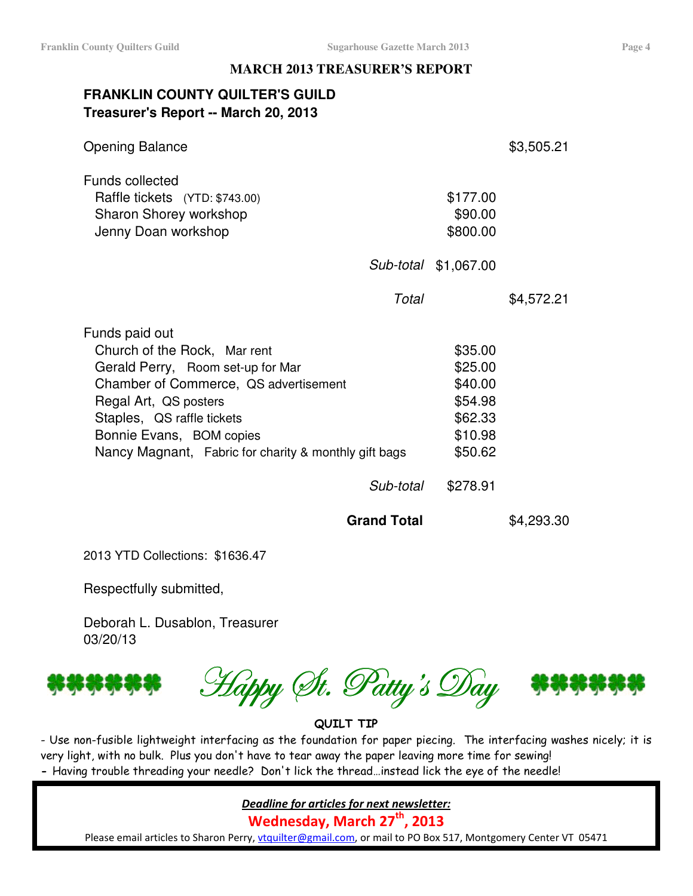## MARCH 2013 TREASURER'S REPORT

**FRANKLIN COUNTY QUILTER'S GUILD**
**Treasurer's Report -- March 20, 2013**

| | | |
|---|---|---|
| Opening Balance | | $3,505.21 |
| **Funds collected** | | |
| Raffle tickets (YTD: $743.00) | $177.00 | |
| Sharon Shorey workshop | $90.00 | |
| Jenny Doan workshop | $800.00 | |
| *Sub-total* | $1,067.00 | |
| *Total* | | $4,572.21 |
| **Funds paid out** | | |
| Church of the Rock, Mar rent | $35.00 | |
| Gerald Perry, Room set-up for Mar | $25.00 | |
| Chamber of Commerce, QS advertisement | $40.00 | |
| Regal Art, QS posters | $54.98 | |
| Staples, QS raffle tickets | $62.33 | |
| Bonnie Evans, BOM copies | $10.98 | |
| Nancy Magnant, Fabric for charity & monthly gift bags | $50.62 | |
| *Sub-total* | $278.91 | |
| **Grand Total** | | $4,293.30 |

2013 YTD Collections: $1636.47

Respectfully submitted,

Deborah L. Dusablon, Treasurer
03/20/13

*Happy St. Patty's Day*

**QUILT TIP**

- Use non-fusible lightweight interfacing as the foundation for paper piecing. The interfacing washes nicely; it is very light, with no bulk. Plus you don't have to tear away the paper leaving more time for sewing!
- Having trouble threading your needle? Don't lick the thread…instead lick the eye of the needle!

***Deadline for articles for next newsletter:***

**Wednesday, March 27th, 2013**

Please email articles to Sharon Perry, vtquilter@gmail.com, or mail to PO Box 517, Montgomery Center VT 05471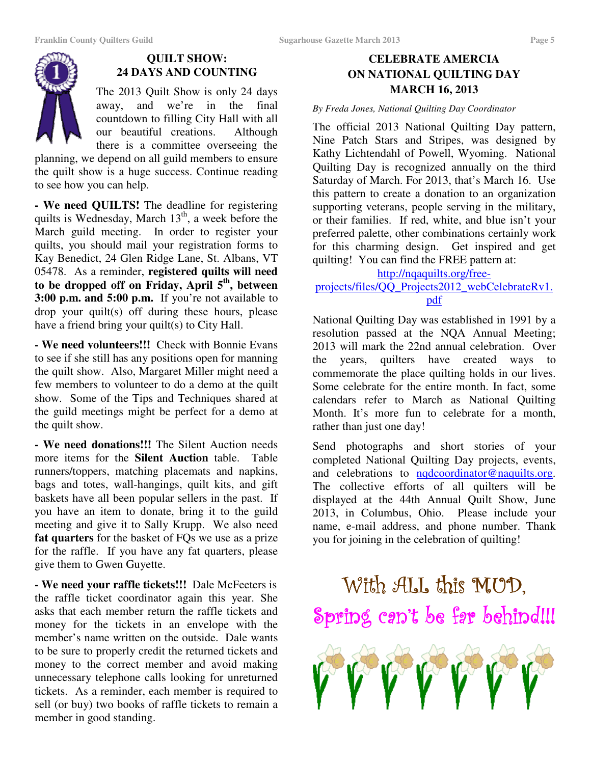## QUILT SHOW: 24 DAYS AND COUNTING

The 2013 Quilt Show is only 24 days away, and we're in the final countdown to filling City Hall with all our beautiful creations. Although there is a committee overseeing the planning, we depend on all guild members to ensure the quilt show is a huge success. Continue reading to see how you can help.

**- We need QUILTS!** The deadline for registering quilts is Wednesday, March 13th, a week before the March guild meeting. In order to register your quilts, you should mail your registration forms to Kay Benedict, 24 Glen Ridge Lane, St. Albans, VT 05478. As a reminder, **registered quilts will need to be dropped off on Friday, April 5th, between 3:00 p.m. and 5:00 p.m.** If you're not available to drop your quilt(s) off during these hours, please have a friend bring your quilt(s) to City Hall.

**- We need volunteers!!!** Check with Bonnie Evans to see if she still has any positions open for manning the quilt show. Also, Margaret Miller might need a few members to volunteer to do a demo at the quilt show. Some of the Tips and Techniques shared at the guild meetings might be perfect for a demo at the quilt show.

**- We need donations!!!** The Silent Auction needs more items for the **Silent Auction** table. Table runners/toppers, matching placemats and napkins, bags and totes, wall-hangings, quilt kits, and gift baskets have all been popular sellers in the past. If you have an item to donate, bring it to the guild meeting and give it to Sally Krupp. We also need **fat quarters** for the basket of FQs we use as a prize for the raffle. If you have any fat quarters, please give them to Gwen Guyette.

**- We need your raffle tickets!!!** Dale McFeeters is the raffle ticket coordinator again this year. She asks that each member return the raffle tickets and money for the tickets in an envelope with the member's name written on the outside. Dale wants to be sure to properly credit the returned tickets and money to the correct member and avoid making unnecessary telephone calls looking for unreturned tickets. As a reminder, each member is required to sell (or buy) two books of raffle tickets to remain a member in good standing.

## CELEBRATE AMERCIA ON NATIONAL QUILTING DAY MARCH 16, 2013

*By Freda Jones, National Quilting Day Coordinator*

The official 2013 National Quilting Day pattern, Nine Patch Stars and Stripes, was designed by Kathy Lichtendahl of Powell, Wyoming. National Quilting Day is recognized annually on the third Saturday of March. For 2013, that's March 16. Use this pattern to create a donation to an organization supporting veterans, people serving in the military, or their families. If red, white, and blue isn't your preferred palette, other combinations certainly work for this charming design. Get inspired and get quilting! You can find the FREE pattern at:

http://nqaquilts.org/free-projects/files/QQ_Projects2012_webCelebrateRv1.pdf

National Quilting Day was established in 1991 by a resolution passed at the NQA Annual Meeting; 2013 will mark the 22nd annual celebration. Over the years, quilters have created ways to commemorate the place quilting holds in our lives. Some celebrate for the entire month. In fact, some calendars refer to March as National Quilting Month. It's more fun to celebrate for a month, rather than just one day!

Send photographs and short stories of your completed National Quilting Day projects, events, and celebrations to nqdcoordinator@nqaquilts.org. The collective efforts of all quilters will be displayed at the 44th Annual Quilt Show, June 2013, in Columbus, Ohio. Please include your name, e-mail address, and phone number. Thank you for joining in the celebration of quilting!

With ALL this MUD, Spring can't be far behind!!!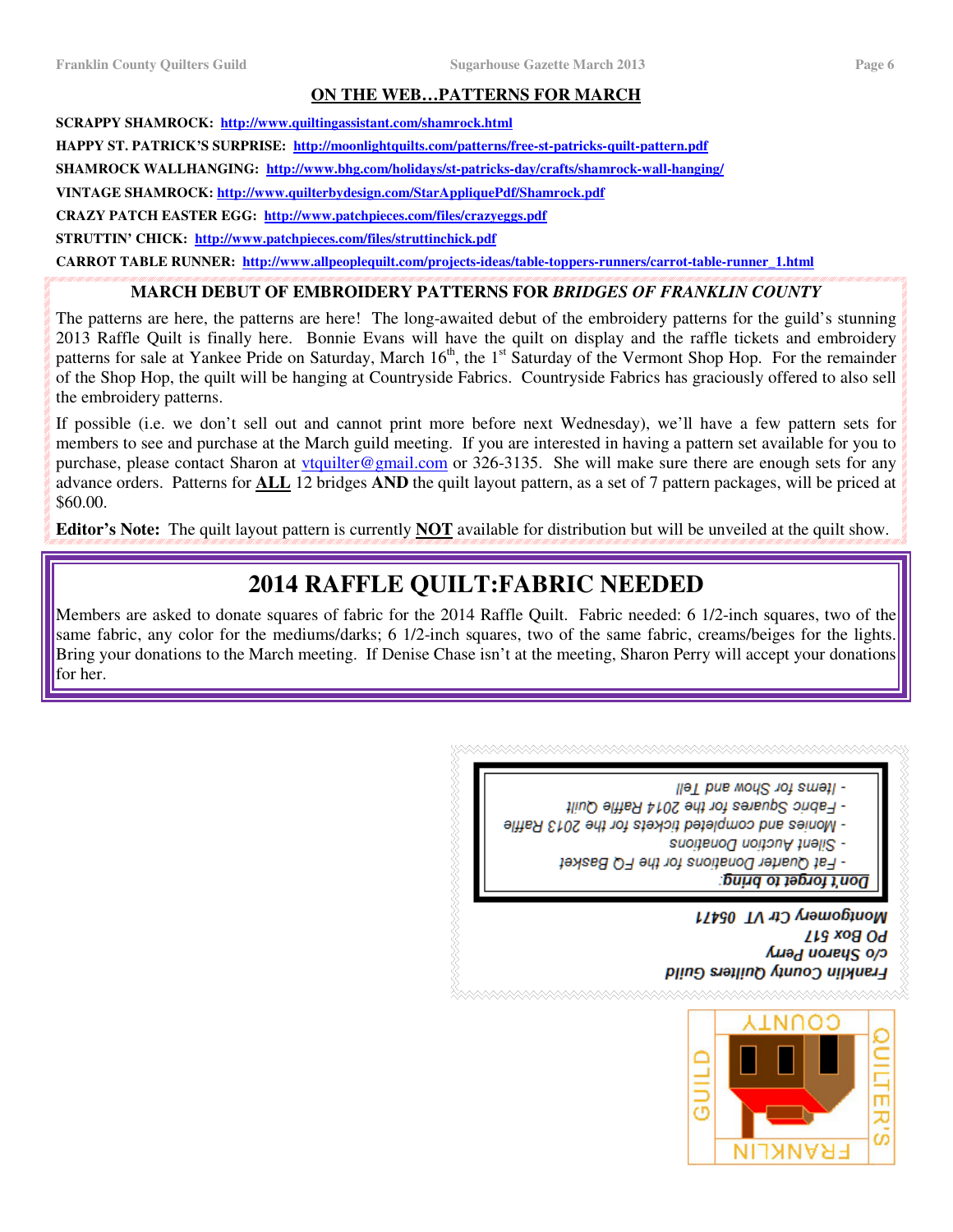## ON THE WEB…PATTERNS FOR MARCH

**SCRAPPY SHAMROCK:** http://www.quiltingassistant.com/shamrock.html

**HAPPY ST. PATRICK'S SURPRISE:** http://moonlightquilts.com/patterns/free-st-patricks-quilt-pattern.pdf

**SHAMROCK WALLHANGING:** http://www.bhg.com/holidays/st-patricks-day/crafts/shamrock-wall-hanging/

**VINTAGE SHAMROCK:** http://www.quilterbydesign.com/StarAppliquePdf/Shamrock.pdf

**CRAZY PATCH EASTER EGG:** http://www.patchpieces.com/files/crazyeggs.pdf

**STRUTTIN' CHICK:** http://www.patchpieces.com/files/struttinchick.pdf

**CARROT TABLE RUNNER:** http://www.allpeoplequilt.com/projects-ideas/table-toppers-runners/carrot-table-runner_1.html

### MARCH DEBUT OF EMBROIDERY PATTERNS FOR *BRIDGES OF FRANKLIN COUNTY*

The patterns are here, the patterns are here! The long-awaited debut of the embroidery patterns for the guild's stunning 2013 Raffle Quilt is finally here. Bonnie Evans will have the quilt on display and the raffle tickets and embroidery patterns for sale at Yankee Pride on Saturday, March 16th, the 1st Saturday of the Vermont Shop Hop. For the remainder of the Shop Hop, the quilt will be hanging at Countryside Fabrics. Countryside Fabrics has graciously offered to also sell the embroidery patterns.

If possible (i.e. we don't sell out and cannot print more before next Wednesday), we'll have a few pattern sets for members to see and purchase at the March guild meeting. If you are interested in having a pattern set available for you to purchase, please contact Sharon at vtquilter@gmail.com or 326-3135. She will make sure there are enough sets for any advance orders. Patterns for **ALL** 12 bridges **AND** the quilt layout pattern, as a set of 7 pattern packages, will be priced at $60.00.

**Editor's Note:** The quilt layout pattern is currently **NOT** available for distribution but will be unveiled at the quilt show.

## 2014 RAFFLE QUILT:FABRIC NEEDED

Members are asked to donate squares of fabric for the 2014 Raffle Quilt. Fabric needed: 6 1/2-inch squares, two of the same fabric, any color for the mediums/darks; 6 1/2-inch squares, two of the same fabric, creams/beiges for the lights. Bring your donations to the March meeting. If Denise Chase isn't at the meeting, Sharon Perry will accept your donations for her.

*Franklin County Quilters Guild*
*c/o Sharon Perry*
*PO Box 517*
*Montgomery Ctr VT 05471*

***Don't forget to bring:***

- *Fat Quarter Donations for the FQ Basket*
- *Silent Auction Donations*
- *Monies and completed tickets for the 2013 Raffle*
- *Fabric Squares for the 2014 Raffle Quilt*
- *Items for Show and Tell*

FRANKLIN COUNTY QUILTER'S GUILD